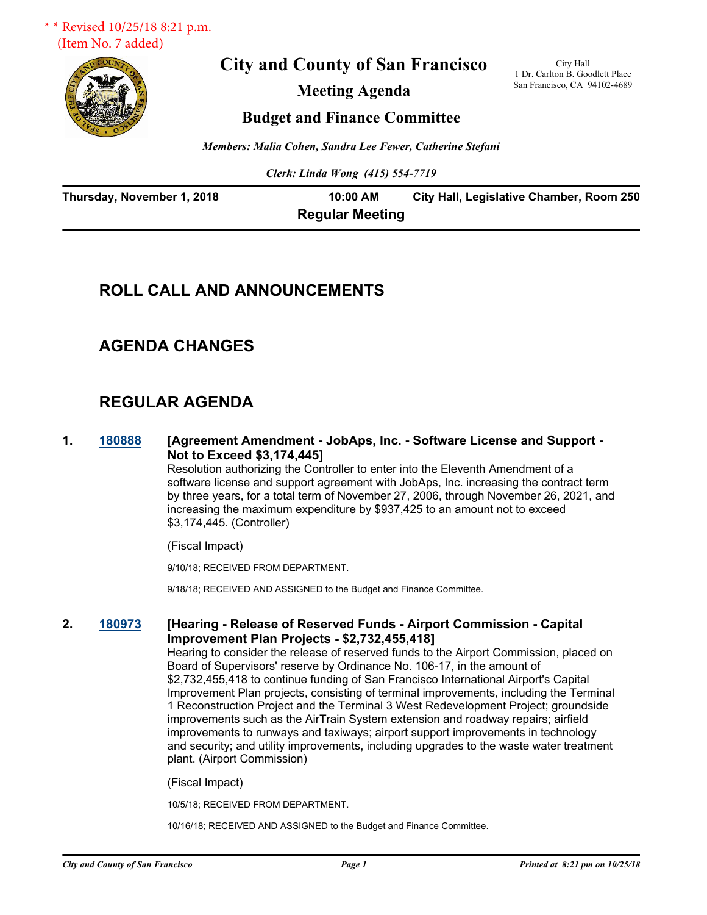* * Revised 10/25/18 8:21 p.m.
(Item No. 7 added)

# City and County of San Francisco

## Meeting Agenda

## Budget and Finance Committee

City Hall
1 Dr. Carlton B. Goodlett Place
San Francisco, CA 94102-4689

*Members: Malia Cohen, Sandra Lee Fewer, Catherine Stefani*

*Clerk: Linda Wong (415) 554-7719*

**Thursday, November 1, 2018** **10:00 AM** **City Hall, Legislative Chamber, Room 250**

**Regular Meeting**

## ROLL CALL AND ANNOUNCEMENTS

## AGENDA CHANGES

## REGULAR AGENDA

**1. 180888** **[Agreement Amendment - JobAps, Inc. - Software License and Support - Not to Exceed $3,174,445]**

Resolution authorizing the Controller to enter into the Eleventh Amendment of a software license and support agreement with JobAps, Inc. increasing the contract term by three years, for a total term of November 27, 2006, through November 26, 2021, and increasing the maximum expenditure by $937,425 to an amount not to exceed $3,174,445. (Controller)

(Fiscal Impact)

9/10/18; RECEIVED FROM DEPARTMENT.

9/18/18; RECEIVED AND ASSIGNED to the Budget and Finance Committee.

**2. 180973** **[Hearing - Release of Reserved Funds - Airport Commission - Capital Improvement Plan Projects - $2,732,455,418]**

Hearing to consider the release of reserved funds to the Airport Commission, placed on Board of Supervisors' reserve by Ordinance No. 106-17, in the amount of $2,732,455,418 to continue funding of San Francisco International Airport's Capital Improvement Plan projects, consisting of terminal improvements, including the Terminal 1 Reconstruction Project and the Terminal 3 West Redevelopment Project; groundside improvements such as the AirTrain System extension and roadway repairs; airfield improvements to runways and taxiways; airport support improvements in technology and security; and utility improvements, including upgrades to the waste water treatment plant. (Airport Commission)

(Fiscal Impact)

10/5/18; RECEIVED FROM DEPARTMENT.

10/16/18; RECEIVED AND ASSIGNED to the Budget and Finance Committee.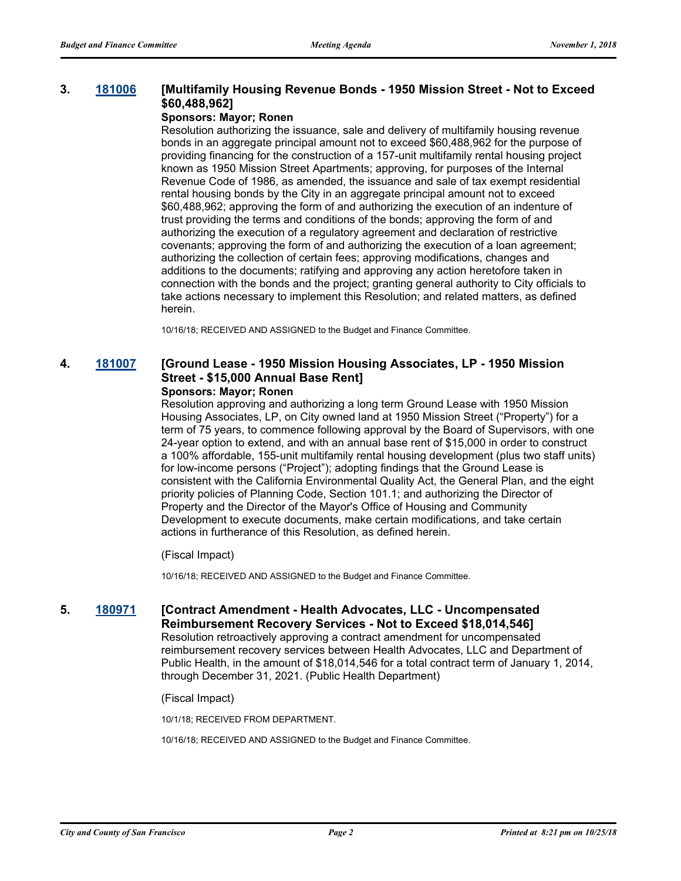### 3. [181006](181006) [Multifamily Housing Revenue Bonds - 1950 Mission Street - Not to Exceed $60,488,962]

**Sponsors: Mayor; Ronen**

Resolution authorizing the issuance, sale and delivery of multifamily housing revenue bonds in an aggregate principal amount not to exceed $60,488,962 for the purpose of providing financing for the construction of a 157-unit multifamily rental housing project known as 1950 Mission Street Apartments; approving, for purposes of the Internal Revenue Code of 1986, as amended, the issuance and sale of tax exempt residential rental housing bonds by the City in an aggregate principal amount not to exceed $60,488,962; approving the form of and authorizing the execution of an indenture of trust providing the terms and conditions of the bonds; approving the form of and authorizing the execution of a regulatory agreement and declaration of restrictive covenants; approving the form of and authorizing the execution of a loan agreement; authorizing the collection of certain fees; approving modifications, changes and additions to the documents; ratifying and approving any action heretofore taken in connection with the bonds and the project; granting general authority to City officials to take actions necessary to implement this Resolution; and related matters, as defined herein.

10/16/18; RECEIVED AND ASSIGNED to the Budget and Finance Committee.

### 4. [181007](181007) [Ground Lease - 1950 Mission Housing Associates, LP - 1950 Mission Street - $15,000 Annual Base Rent]

**Sponsors: Mayor; Ronen**

Resolution approving and authorizing a long term Ground Lease with 1950 Mission Housing Associates, LP, on City owned land at 1950 Mission Street ("Property") for a term of 75 years, to commence following approval by the Board of Supervisors, with one 24-year option to extend, and with an annual base rent of $15,000 in order to construct a 100% affordable, 155-unit multifamily rental housing development (plus two staff units) for low-income persons ("Project"); adopting findings that the Ground Lease is consistent with the California Environmental Quality Act, the General Plan, and the eight priority policies of Planning Code, Section 101.1; and authorizing the Director of Property and the Director of the Mayor's Office of Housing and Community Development to execute documents, make certain modifications, and take certain actions in furtherance of this Resolution, as defined herein.

(Fiscal Impact)

10/16/18; RECEIVED AND ASSIGNED to the Budget and Finance Committee.

### 5. [180971](180971) [Contract Amendment - Health Advocates, LLC - Uncompensated Reimbursement Recovery Services - Not to Exceed $18,014,546]

Resolution retroactively approving a contract amendment for uncompensated reimbursement recovery services between Health Advocates, LLC and Department of Public Health, in the amount of $18,014,546 for a total contract term of January 1, 2014, through December 31, 2021. (Public Health Department)

(Fiscal Impact)

10/1/18; RECEIVED FROM DEPARTMENT.

10/16/18; RECEIVED AND ASSIGNED to the Budget and Finance Committee.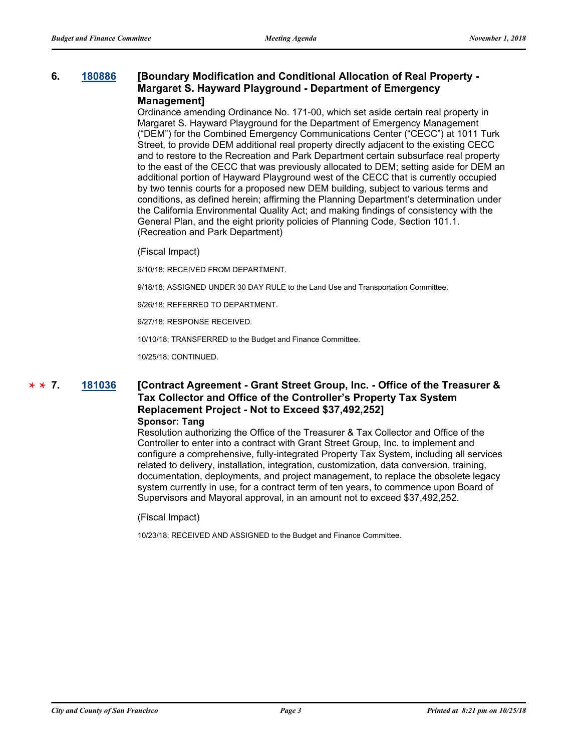**6. [180886](180886) [Boundary Modification and Conditional Allocation of Real Property - Margaret S. Hayward Playground - Department of Emergency Management]**

Ordinance amending Ordinance No. 171-00, which set aside certain real property in Margaret S. Hayward Playground for the Department of Emergency Management ("DEM") for the Combined Emergency Communications Center ("CECC") at 1011 Turk Street, to provide DEM additional real property directly adjacent to the existing CECC and to restore to the Recreation and Park Department certain subsurface real property to the east of the CECC that was previously allocated to DEM; setting aside for DEM an additional portion of Hayward Playground west of the CECC that is currently occupied by two tennis courts for a proposed new DEM building, subject to various terms and conditions, as defined herein; affirming the Planning Department's determination under the California Environmental Quality Act; and making findings of consistency with the General Plan, and the eight priority policies of Planning Code, Section 101.1. (Recreation and Park Department)

(Fiscal Impact)

9/10/18; RECEIVED FROM DEPARTMENT.

9/18/18; ASSIGNED UNDER 30 DAY RULE to the Land Use and Transportation Committee.

9/26/18; REFERRED TO DEPARTMENT.

9/27/18; RESPONSE RECEIVED.

10/10/18; TRANSFERRED to the Budget and Finance Committee.

10/25/18; CONTINUED.

**✶✶ 7. [181036](181036) [Contract Agreement - Grant Street Group, Inc. - Office of the Treasurer & Tax Collector and Office of the Controller's Property Tax System Replacement Project - Not to Exceed $37,492,252]**

**Sponsor: Tang**

Resolution authorizing the Office of the Treasurer & Tax Collector and Office of the Controller to enter into a contract with Grant Street Group, Inc. to implement and configure a comprehensive, fully-integrated Property Tax System, including all services related to delivery, installation, integration, customization, data conversion, training, documentation, deployments, and project management, to replace the obsolete legacy system currently in use, for a contract term of ten years, to commence upon Board of Supervisors and Mayoral approval, in an amount not to exceed $37,492,252.

(Fiscal Impact)

10/23/18; RECEIVED AND ASSIGNED to the Budget and Finance Committee.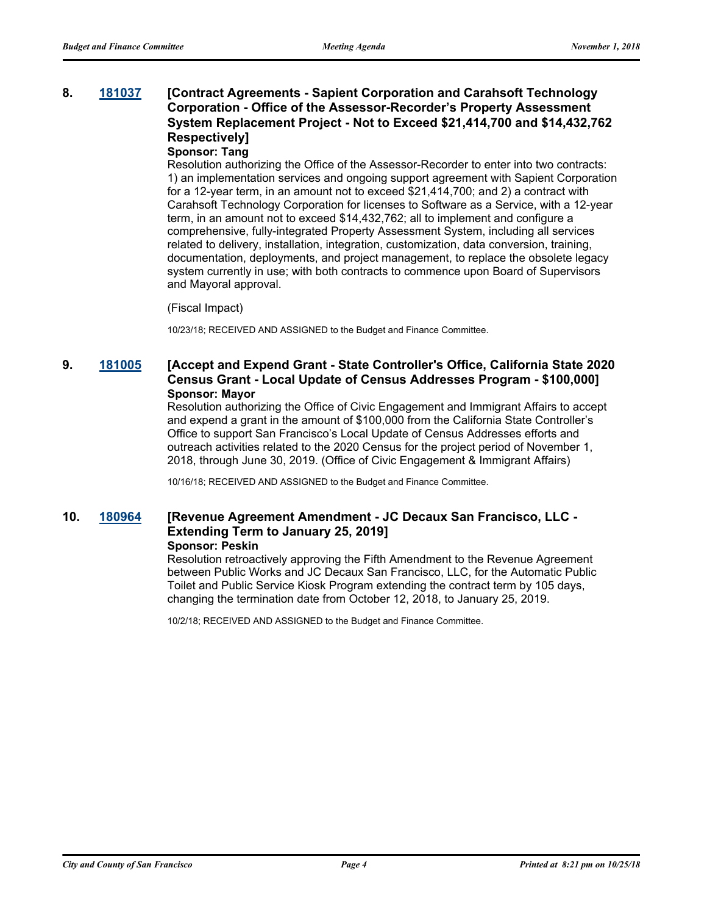**8. 181037 [Contract Agreements - Sapient Corporation and Carahsoft Technology Corporation - Office of the Assessor-Recorder's Property Assessment System Replacement Project - Not to Exceed $21,414,700 and $14,432,762 Respectively]**

**Sponsor: Tang**

Resolution authorizing the Office of the Assessor-Recorder to enter into two contracts: 1) an implementation services and ongoing support agreement with Sapient Corporation for a 12-year term, in an amount not to exceed $21,414,700; and 2) a contract with Carahsoft Technology Corporation for licenses to Software as a Service, with a 12-year term, in an amount not to exceed $14,432,762; all to implement and configure a comprehensive, fully-integrated Property Assessment System, including all services related to delivery, installation, integration, customization, data conversion, training, documentation, deployments, and project management, to replace the obsolete legacy system currently in use; with both contracts to commence upon Board of Supervisors and Mayoral approval.

(Fiscal Impact)

10/23/18; RECEIVED AND ASSIGNED to the Budget and Finance Committee.

**9. 181005 [Accept and Expend Grant - State Controller's Office, California State 2020 Census Grant - Local Update of Census Addresses Program - $100,000]**

**Sponsor: Mayor**

Resolution authorizing the Office of Civic Engagement and Immigrant Affairs to accept and expend a grant in the amount of $100,000 from the California State Controller's Office to support San Francisco's Local Update of Census Addresses efforts and outreach activities related to the 2020 Census for the project period of November 1, 2018, through June 30, 2019. (Office of Civic Engagement & Immigrant Affairs)

10/16/18; RECEIVED AND ASSIGNED to the Budget and Finance Committee.

**10. 180964 [Revenue Agreement Amendment - JC Decaux San Francisco, LLC - Extending Term to January 25, 2019]**

**Sponsor: Peskin**

Resolution retroactively approving the Fifth Amendment to the Revenue Agreement between Public Works and JC Decaux San Francisco, LLC, for the Automatic Public Toilet and Public Service Kiosk Program extending the contract term by 105 days, changing the termination date from October 12, 2018, to January 25, 2019.

10/2/18; RECEIVED AND ASSIGNED to the Budget and Finance Committee.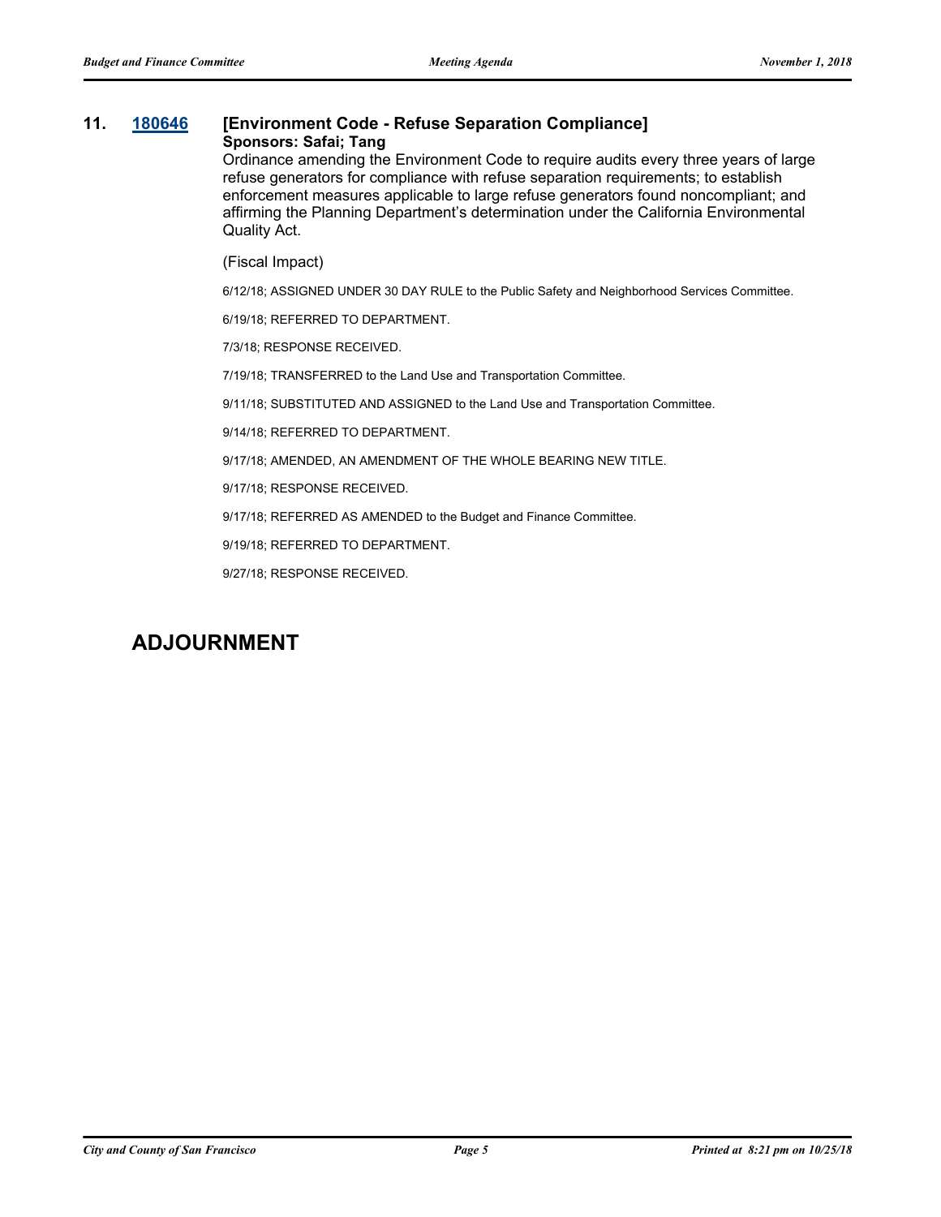**11. 180646 [Environment Code - Refuse Separation Compliance]**
**Sponsors: Safai; Tang**

Ordinance amending the Environment Code to require audits every three years of large refuse generators for compliance with refuse separation requirements; to establish enforcement measures applicable to large refuse generators found noncompliant; and affirming the Planning Department's determination under the California Environmental Quality Act.

(Fiscal Impact)

6/12/18; ASSIGNED UNDER 30 DAY RULE to the Public Safety and Neighborhood Services Committee.

6/19/18; REFERRED TO DEPARTMENT.

7/3/18; RESPONSE RECEIVED.

7/19/18; TRANSFERRED to the Land Use and Transportation Committee.

9/11/18; SUBSTITUTED AND ASSIGNED to the Land Use and Transportation Committee.

9/14/18; REFERRED TO DEPARTMENT.

9/17/18; AMENDED, AN AMENDMENT OF THE WHOLE BEARING NEW TITLE.

9/17/18; RESPONSE RECEIVED.

9/17/18; REFERRED AS AMENDED to the Budget and Finance Committee.

9/19/18; REFERRED TO DEPARTMENT.

9/27/18; RESPONSE RECEIVED.

# ADJOURNMENT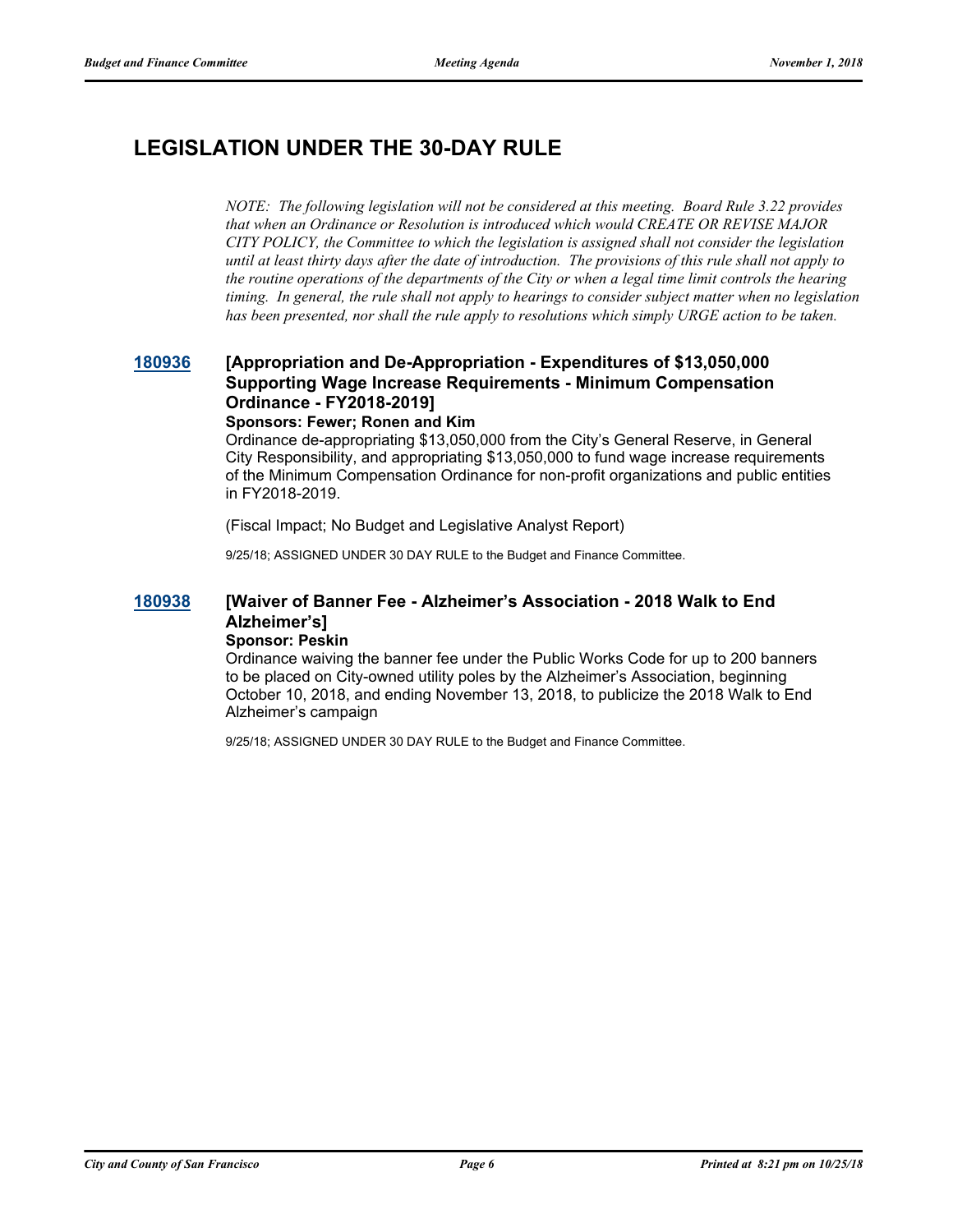## LEGISLATION UNDER THE 30-DAY RULE

*NOTE: The following legislation will not be considered at this meeting. Board Rule 3.22 provides that when an Ordinance or Resolution is introduced which would CREATE OR REVISE MAJOR CITY POLICY, the Committee to which the legislation is assigned shall not consider the legislation until at least thirty days after the date of introduction. The provisions of this rule shall not apply to the routine operations of the departments of the City or when a legal time limit controls the hearing timing. In general, the rule shall not apply to hearings to consider subject matter when no legislation has been presented, nor shall the rule apply to resolutions which simply URGE action to be taken.*

### 180936 [Appropriation and De-Appropriation - Expenditures of $13,050,000 Supporting Wage Increase Requirements - Minimum Compensation Ordinance - FY2018-2019]

**Sponsors: Fewer; Ronen and Kim**

Ordinance de-appropriating $13,050,000 from the City's General Reserve, in General City Responsibility, and appropriating $13,050,000 to fund wage increase requirements of the Minimum Compensation Ordinance for non-profit organizations and public entities in FY2018-2019.

(Fiscal Impact; No Budget and Legislative Analyst Report)

9/25/18; ASSIGNED UNDER 30 DAY RULE to the Budget and Finance Committee.

### 180938 [Waiver of Banner Fee - Alzheimer's Association - 2018 Walk to End Alzheimer's]

**Sponsor: Peskin**

Ordinance waiving the banner fee under the Public Works Code for up to 200 banners to be placed on City-owned utility poles by the Alzheimer's Association, beginning October 10, 2018, and ending November 13, 2018, to publicize the 2018 Walk to End Alzheimer's campaign

9/25/18; ASSIGNED UNDER 30 DAY RULE to the Budget and Finance Committee.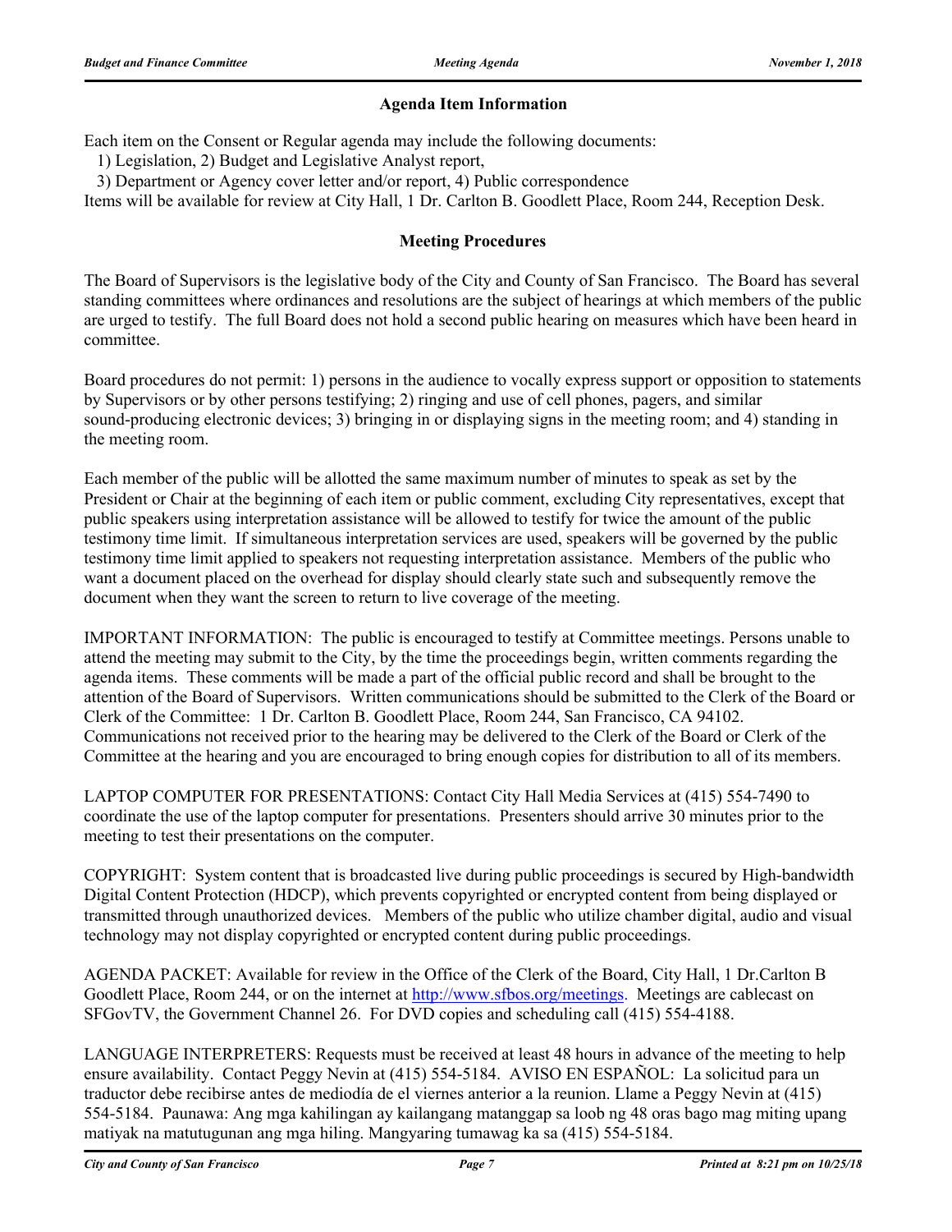## Agenda Item Information

Each item on the Consent or Regular agenda may include the following documents:
1) Legislation, 2) Budget and Legislative Analyst report,
3) Department or Agency cover letter and/or report, 4) Public correspondence
Items will be available for review at City Hall, 1 Dr. Carlton B. Goodlett Place, Room 244, Reception Desk.

## Meeting Procedures

The Board of Supervisors is the legislative body of the City and County of San Francisco. The Board has several standing committees where ordinances and resolutions are the subject of hearings at which members of the public are urged to testify. The full Board does not hold a second public hearing on measures which have been heard in committee.

Board procedures do not permit: 1) persons in the audience to vocally express support or opposition to statements by Supervisors or by other persons testifying; 2) ringing and use of cell phones, pagers, and similar sound-producing electronic devices; 3) bringing in or displaying signs in the meeting room; and 4) standing in the meeting room.

Each member of the public will be allotted the same maximum number of minutes to speak as set by the President or Chair at the beginning of each item or public comment, excluding City representatives, except that public speakers using interpretation assistance will be allowed to testify for twice the amount of the public testimony time limit. If simultaneous interpretation services are used, speakers will be governed by the public testimony time limit applied to speakers not requesting interpretation assistance. Members of the public who want a document placed on the overhead for display should clearly state such and subsequently remove the document when they want the screen to return to live coverage of the meeting.

IMPORTANT INFORMATION: The public is encouraged to testify at Committee meetings. Persons unable to attend the meeting may submit to the City, by the time the proceedings begin, written comments regarding the agenda items. These comments will be made a part of the official public record and shall be brought to the attention of the Board of Supervisors. Written communications should be submitted to the Clerk of the Board or Clerk of the Committee: 1 Dr. Carlton B. Goodlett Place, Room 244, San Francisco, CA 94102. Communications not received prior to the hearing may be delivered to the Clerk of the Board or Clerk of the Committee at the hearing and you are encouraged to bring enough copies for distribution to all of its members.

LAPTOP COMPUTER FOR PRESENTATIONS: Contact City Hall Media Services at (415) 554-7490 to coordinate the use of the laptop computer for presentations. Presenters should arrive 30 minutes prior to the meeting to test their presentations on the computer.

COPYRIGHT: System content that is broadcasted live during public proceedings is secured by High-bandwidth Digital Content Protection (HDCP), which prevents copyrighted or encrypted content from being displayed or transmitted through unauthorized devices. Members of the public who utilize chamber digital, audio and visual technology may not display copyrighted or encrypted content during public proceedings.

AGENDA PACKET: Available for review in the Office of the Clerk of the Board, City Hall, 1 Dr.Carlton B Goodlett Place, Room 244, or on the internet at http://www.sfbos.org/meetings. Meetings are cablecast on SFGovTV, the Government Channel 26. For DVD copies and scheduling call (415) 554-4188.

LANGUAGE INTERPRETERS: Requests must be received at least 48 hours in advance of the meeting to help ensure availability. Contact Peggy Nevin at (415) 554-5184. AVISO EN ESPAÑOL: La solicitud para un traductor debe recibirse antes de mediodía de el viernes anterior a la reunion. Llame a Peggy Nevin at (415) 554-5184. Paunawa: Ang mga kahilingan ay kailangang matanggap sa loob ng 48 oras bago mag miting upang matiyak na matutugunan ang mga hiling. Mangyaring tumawag ka sa (415) 554-5184.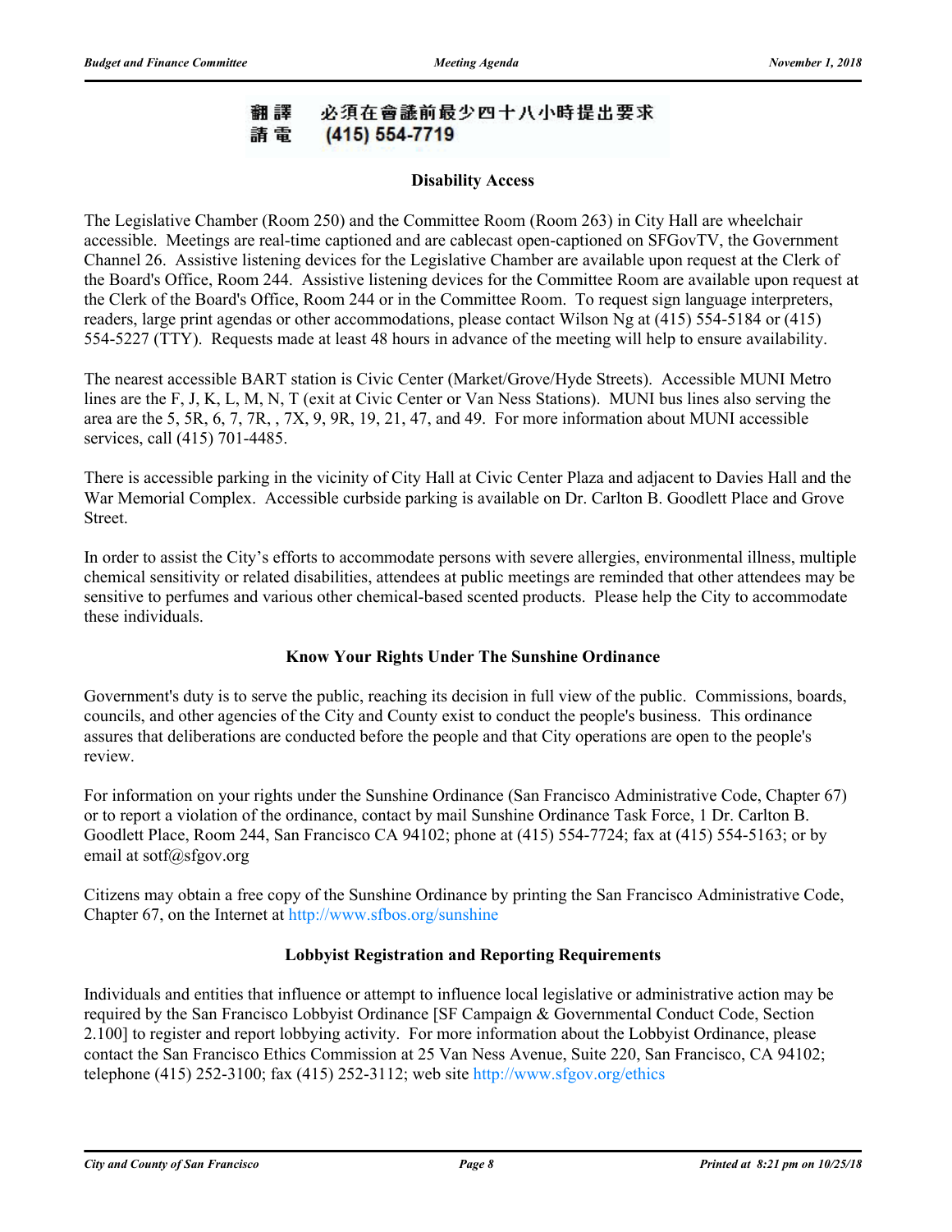翻譯　必須在會議前最少四十八小時提出要求
請電　(415) 554-7719

## Disability Access

The Legislative Chamber (Room 250) and the Committee Room (Room 263) in City Hall are wheelchair accessible. Meetings are real-time captioned and are cablecast open-captioned on SFGovTV, the Government Channel 26. Assistive listening devices for the Legislative Chamber are available upon request at the Clerk of the Board's Office, Room 244. Assistive listening devices for the Committee Room are available upon request at the Clerk of the Board's Office, Room 244 or in the Committee Room. To request sign language interpreters, readers, large print agendas or other accommodations, please contact Wilson Ng at (415) 554-5184 or (415) 554-5227 (TTY). Requests made at least 48 hours in advance of the meeting will help to ensure availability.

The nearest accessible BART station is Civic Center (Market/Grove/Hyde Streets). Accessible MUNI Metro lines are the F, J, K, L, M, N, T (exit at Civic Center or Van Ness Stations). MUNI bus lines also serving the area are the 5, 5R, 6, 7, 7R, , 7X, 9, 9R, 19, 21, 47, and 49. For more information about MUNI accessible services, call (415) 701-4485.

There is accessible parking in the vicinity of City Hall at Civic Center Plaza and adjacent to Davies Hall and the War Memorial Complex. Accessible curbside parking is available on Dr. Carlton B. Goodlett Place and Grove Street.

In order to assist the City's efforts to accommodate persons with severe allergies, environmental illness, multiple chemical sensitivity or related disabilities, attendees at public meetings are reminded that other attendees may be sensitive to perfumes and various other chemical-based scented products. Please help the City to accommodate these individuals.

## Know Your Rights Under The Sunshine Ordinance

Government's duty is to serve the public, reaching its decision in full view of the public. Commissions, boards, councils, and other agencies of the City and County exist to conduct the people's business. This ordinance assures that deliberations are conducted before the people and that City operations are open to the people's review.

For information on your rights under the Sunshine Ordinance (San Francisco Administrative Code, Chapter 67) or to report a violation of the ordinance, contact by mail Sunshine Ordinance Task Force, 1 Dr. Carlton B. Goodlett Place, Room 244, San Francisco CA 94102; phone at (415) 554-7724; fax at (415) 554-5163; or by email at sotf@sfgov.org

Citizens may obtain a free copy of the Sunshine Ordinance by printing the San Francisco Administrative Code, Chapter 67, on the Internet at http://www.sfbos.org/sunshine

## Lobbyist Registration and Reporting Requirements

Individuals and entities that influence or attempt to influence local legislative or administrative action may be required by the San Francisco Lobbyist Ordinance [SF Campaign & Governmental Conduct Code, Section 2.100] to register and report lobbying activity. For more information about the Lobbyist Ordinance, please contact the San Francisco Ethics Commission at 25 Van Ness Avenue, Suite 220, San Francisco, CA 94102; telephone (415) 252-3100; fax (415) 252-3112; web site http://www.sfgov.org/ethics